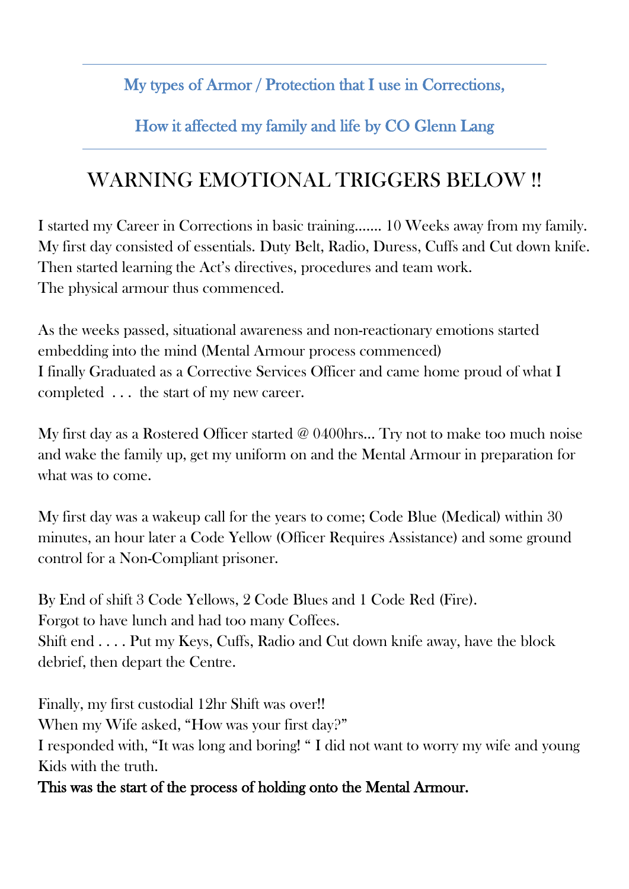## My types of Armor / Protection that I use in Corrections,

## How it affected my family and life by CO Glenn Lang

# WARNING EMOTIONAL TRIGGERS BELOW !!

I started my Career in Corrections in basic training....... 10 Weeks away from my family. My first day consisted of essentials. Duty Belt, Radio, Duress, Cuffs and Cut down knife. Then started learning the Act's directives, procedures and team work.
The physical armour thus commenced.

As the weeks passed, situational awareness and non-reactionary emotions started embedding into the mind (Mental Armour process commenced)
I finally Graduated as a Corrective Services Officer and came home proud of what I completed . . . the start of my new career.

My first day as a Rostered Officer started @ 0400hrs... Try not to make too much noise and wake the family up, get my uniform on and the Mental Armour in preparation for what was to come.

My first day was a wakeup call for the years to come; Code Blue (Medical) within 30 minutes, an hour later a Code Yellow (Officer Requires Assistance) and some ground control for a Non-Compliant prisoner.

By End of shift 3 Code Yellows, 2 Code Blues and 1 Code Red (Fire).
Forgot to have lunch and had too many Coffees.
Shift end . . . . Put my Keys, Cuffs, Radio and Cut down knife away, have the block debrief, then depart the Centre.

Finally, my first custodial 12hr Shift was over!!
When my Wife asked, "How was your first day?"
I responded with, "It was long and boring! " I did not want to worry my wife and young Kids with the truth.
**This was the start of the process of holding onto the Mental Armour.**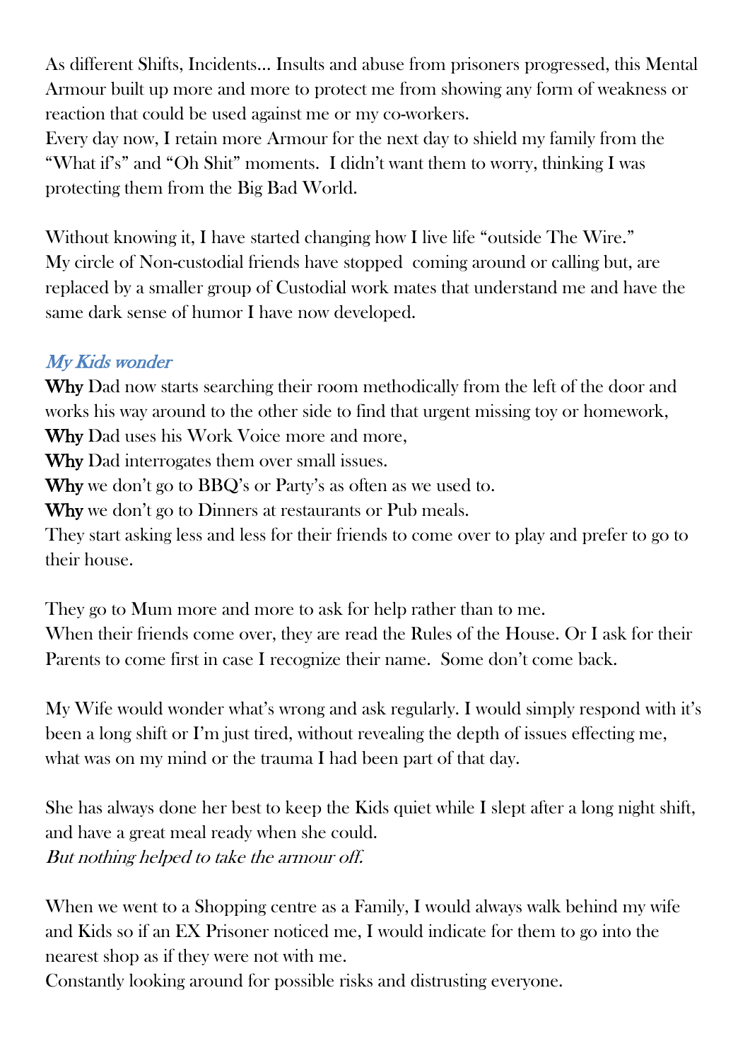As different Shifts, Incidents… Insults and abuse from prisoners progressed, this Mental Armour built up more and more to protect me from showing any form of weakness or reaction that could be used against me or my co-workers.
Every day now, I retain more Armour for the next day to shield my family from the "What if's" and "Oh Shit" moments. I didn't want them to worry, thinking I was protecting them from the Big Bad World.

Without knowing it, I have started changing how I live life "outside The Wire."
My circle of Non-custodial friends have stopped coming around or calling but, are replaced by a smaller group of Custodial work mates that understand me and have the same dark sense of humor I have now developed.

### *My Kids wonder*

**Why** Dad now starts searching their room methodically from the left of the door and works his way around to the other side to find that urgent missing toy or homework,
**Why** Dad uses his Work Voice more and more,
**Why** Dad interrogates them over small issues.
**Why** we don't go to BBQ's or Party's as often as we used to.
**Why** we don't go to Dinners at restaurants or Pub meals.
They start asking less and less for their friends to come over to play and prefer to go to their house.

They go to Mum more and more to ask for help rather than to me.
When their friends come over, they are read the Rules of the House. Or I ask for their Parents to come first in case I recognize their name. Some don't come back.

My Wife would wonder what's wrong and ask regularly. I would simply respond with it's been a long shift or I'm just tired, without revealing the depth of issues effecting me, what was on my mind or the trauma I had been part of that day.

She has always done her best to keep the Kids quiet while I slept after a long night shift, and have a great meal ready when she could.
*But nothing helped to take the armour off.*

When we went to a Shopping centre as a Family, I would always walk behind my wife and Kids so if an EX Prisoner noticed me, I would indicate for them to go into the nearest shop as if they were not with me.
Constantly looking around for possible risks and distrusting everyone.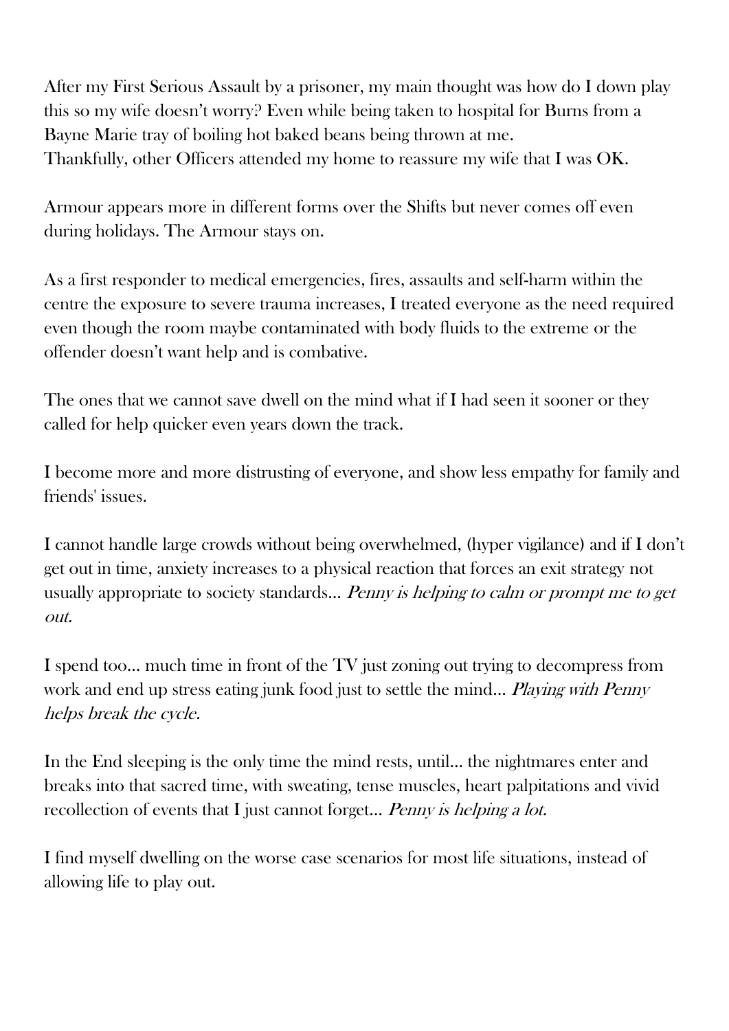After my First Serious Assault by a prisoner, my main thought was how do I down play this so my wife doesn't worry? Even while being taken to hospital for Burns from a Bayne Marie tray of boiling hot baked beans being thrown at me.
Thankfully, other Officers attended my home to reassure my wife that I was OK.

Armour appears more in different forms over the Shifts but never comes off even during holidays. The Armour stays on.

As a first responder to medical emergencies, fires, assaults and self-harm within the centre the exposure to severe trauma increases, I treated everyone as the need required even though the room maybe contaminated with body fluids to the extreme or the offender doesn't want help and is combative.

The ones that we cannot save dwell on the mind what if I had seen it sooner or they called for help quicker even years down the track.

I become more and more distrusting of everyone, and show less empathy for family and friends' issues.

I cannot handle large crowds without being overwhelmed, (hyper vigilance) and if I don't get out in time, anxiety increases to a physical reaction that forces an exit strategy not usually appropriate to society standards… *Penny is helping to calm or prompt me to get out.*

I spend too… much time in front of the TV just zoning out trying to decompress from work and end up stress eating junk food just to settle the mind… *Playing with Penny helps break the cycle.*

In the End sleeping is the only time the mind rests, until… the nightmares enter and breaks into that sacred time, with sweating, tense muscles, heart palpitations and vivid recollection of events that I just cannot forget… *Penny is helping a lot.*

I find myself dwelling on the worse case scenarios for most life situations, instead of allowing life to play out.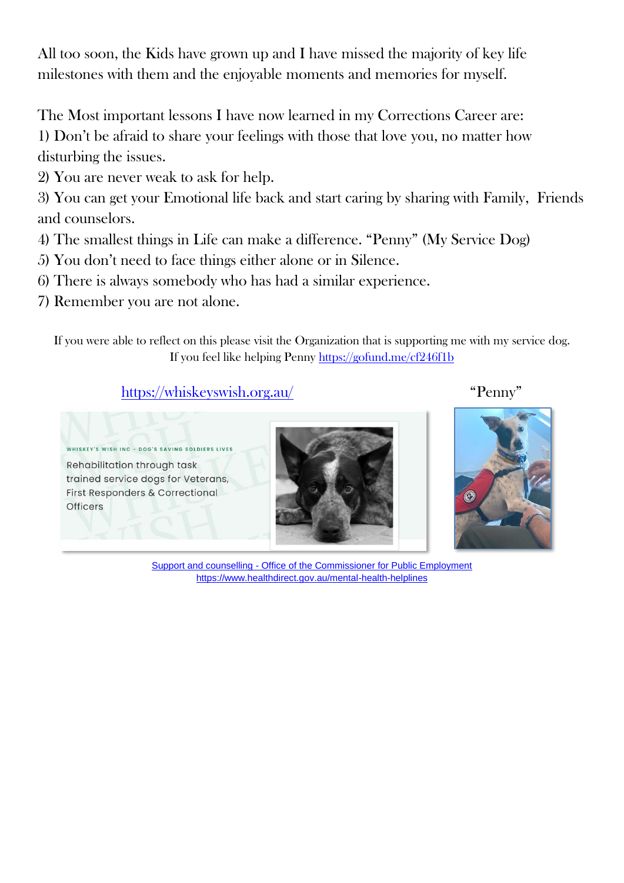All too soon, the Kids have grown up and I have missed the majority of key life milestones with them and the enjoyable moments and memories for myself.

The Most important lessons I have now learned in my Corrections Career are:

1) Don't be afraid to share your feelings with those that love you, no matter how disturbing the issues.
2) You are never weak to ask for help.
3) You can get your Emotional life back and start caring by sharing with Family, Friends and counselors.
4) The smallest things in Life can make a difference. "Penny" (My Service Dog)
5) You don't need to face things either alone or in Silence.
6) There is always somebody who has had a similar experience.
7) Remember you are not alone.

If you were able to reflect on this please visit the Organization that is supporting me with my service dog.
If you feel like helping Penny https://gofund.me/cf246f1b

https://whiskeyswish.org.au/

"Penny"

WHISKEY'S WISH INC - DOG'S SAVING SOLDIERS LIVES

Rehabilitation through task trained service dogs for Veterans, First Responders & Correctional Officers

Support and counselling - Office of the Commissioner for Public Employment
https://www.healthdirect.gov.au/mental-health-helplines